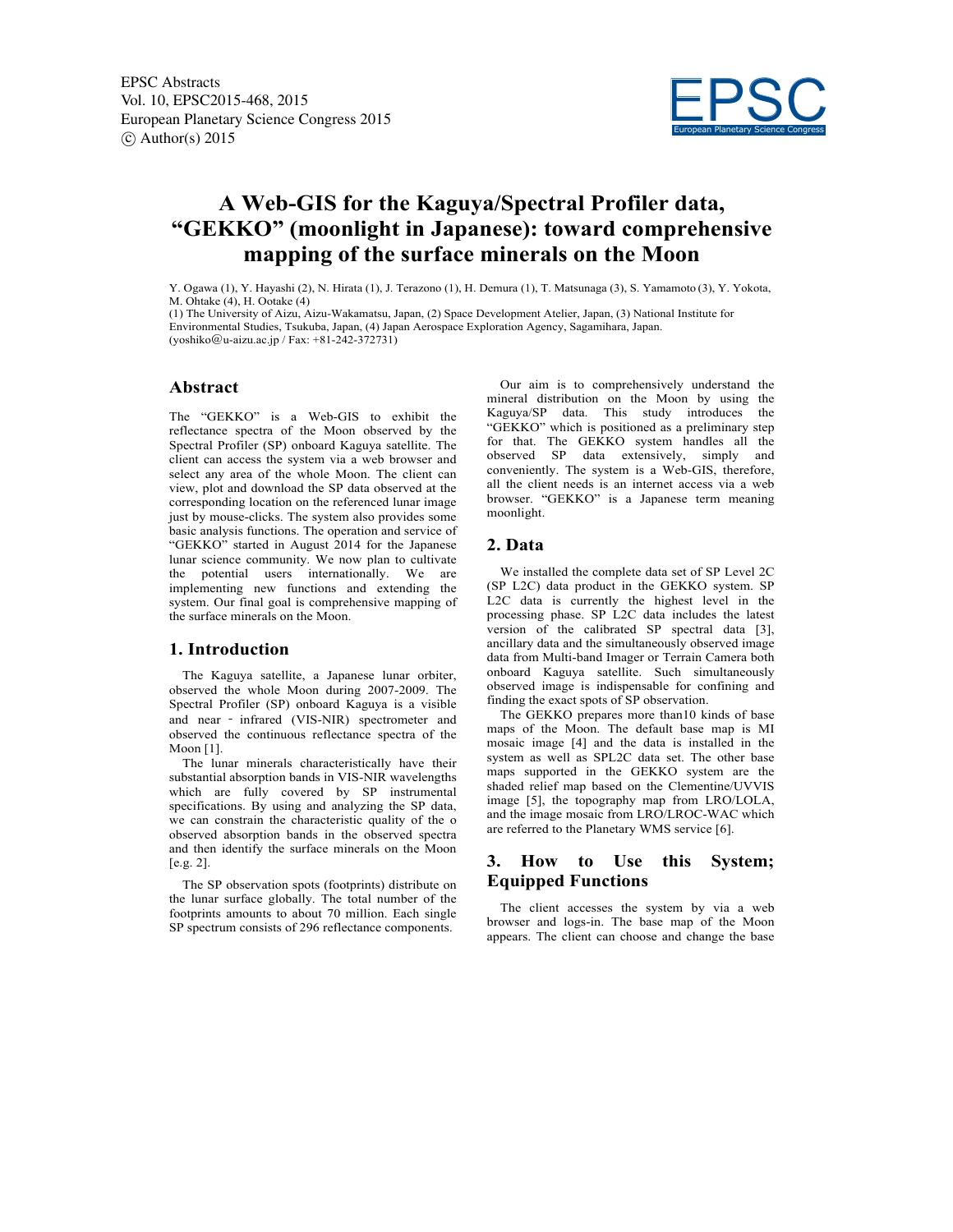# A Web-GIS for the Kaguya/Spectral Profiler data, "GEKKO" (moonlight in Japanese): toward comprehensive mapping of the surface minerals on the Moon

Y. Ogawa (1), Y. Hayashi (2), N. Hirata (1), J. Terazono (1), H. Demura (1), T. Matsunaga (3), S. Yamamoto (3), Y. Yokota, M. Ohtake (4), H. Ootake (4)

(1) The University of Aizu, Aizu-Wakamatsu, Japan, (2) Space Development Atelier, Japan, (3) National Institute for Environmental Studies, Tsukuba, Japan, (4) Japan Aerospace Exploration Agency, Sagamihara, Japan. (yoshiko@u-aizu.ac.jp / Fax: +81-242-372731)

## Abstract

The "GEKKO" is a Web-GIS to exhibit the reflectance spectra of the Moon observed by the Spectral Profiler (SP) onboard Kaguya satellite. The client can access the system via a web browser and select any area of the whole Moon. The client can view, plot and download the SP data observed at the corresponding location on the referenced lunar image just by mouse-clicks. The system also provides some basic analysis functions. The operation and service of "GEKKO" started in August 2014 for the Japanese lunar science community. We now plan to cultivate the potential users internationally. We are implementing new functions and extending the system. Our final goal is comprehensive mapping of the surface minerals on the Moon.

## 1. Introduction

The Kaguya satellite, a Japanese lunar orbiter, observed the whole Moon during 2007-2009. The Spectral Profiler (SP) onboard Kaguya is a visible and near - infrared (VIS-NIR) spectrometer and observed the continuous reflectance spectra of the Moon [1].

The lunar minerals characteristically have their substantial absorption bands in VIS-NIR wavelengths which are fully covered by SP instrumental specifications. By using and analyzing the SP data, we can constrain the characteristic quality of the o observed absorption bands in the observed spectra and then identify the surface minerals on the Moon [e.g. 2].

The SP observation spots (footprints) distribute on the lunar surface globally. The total number of the footprints amounts to about 70 million. Each single SP spectrum consists of 296 reflectance components.

Our aim is to comprehensively understand the mineral distribution on the Moon by using the Kaguya/SP data. This study introduces the "GEKKO" which is positioned as a preliminary step for that. The GEKKO system handles all the observed SP data extensively, simply and conveniently. The system is a Web-GIS, therefore, all the client needs is an internet access via a web browser. "GEKKO" is a Japanese term meaning moonlight.

## 2. Data

We installed the complete data set of SP Level 2C (SP L2C) data product in the GEKKO system. SP L2C data is currently the highest level in the processing phase. SP L2C data includes the latest version of the calibrated SP spectral data [3], ancillary data and the simultaneously observed image data from Multi-band Imager or Terrain Camera both onboard Kaguya satellite. Such simultaneously observed image is indispensable for confining and finding the exact spots of SP observation.

The GEKKO prepares more than10 kinds of base maps of the Moon. The default base map is MI mosaic image [4] and the data is installed in the system as well as SPL2C data set. The other base maps supported in the GEKKO system are the shaded relief map based on the Clementine/UVVIS image [5], the topography map from LRO/LOLA, and the image mosaic from LRO/LROC-WAC which are referred to the Planetary WMS service [6].

## 3. How to Use this System; Equipped Functions

The client accesses the system by via a web browser and logs-in. The base map of the Moon appears. The client can choose and change the base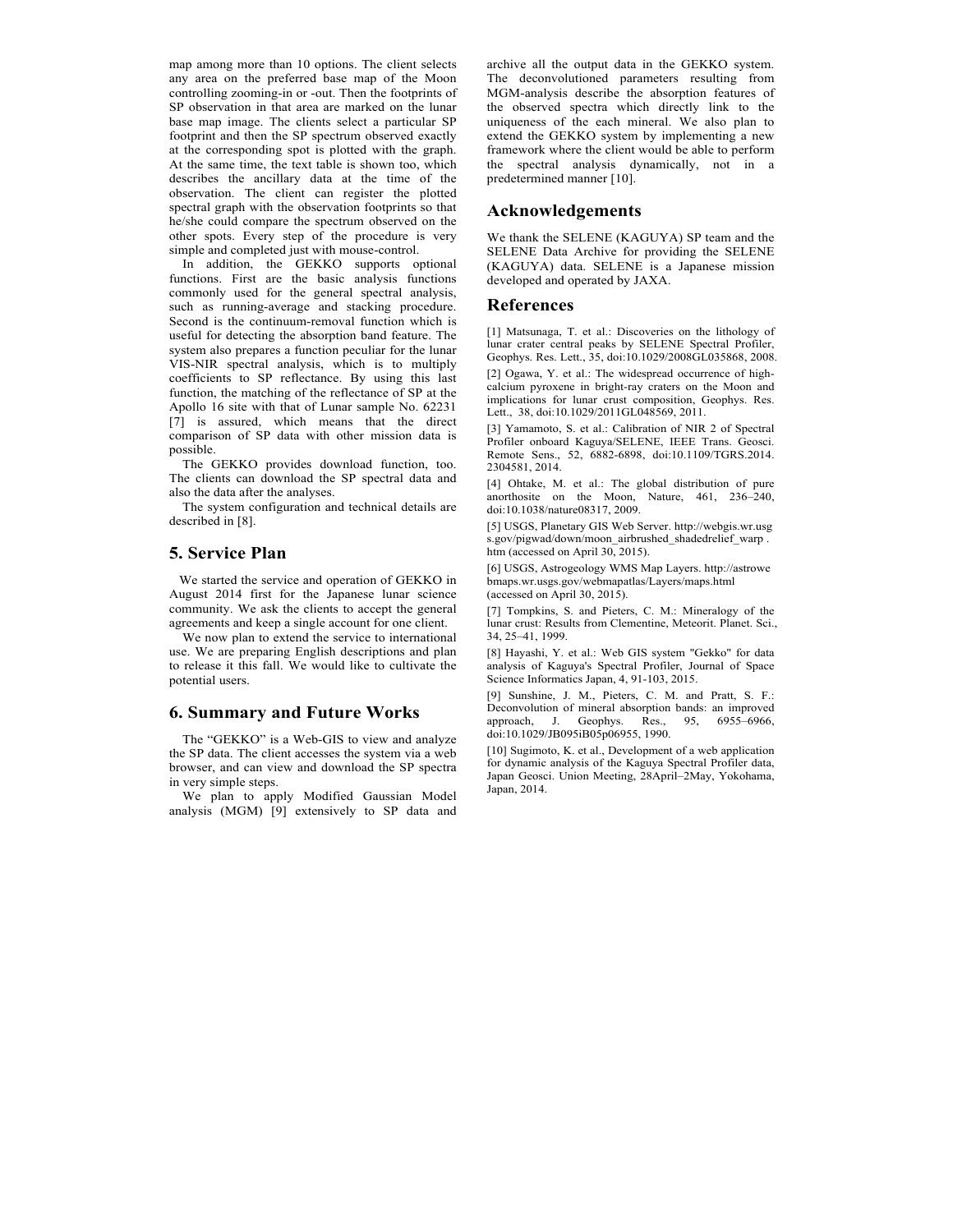map among more than 10 options. The client selects any area on the preferred base map of the Moon controlling zooming-in or -out. Then the footprints of SP observation in that area are marked on the lunar base map image. The clients select a particular SP footprint and then the SP spectrum observed exactly at the corresponding spot is plotted with the graph. At the same time, the text table is shown too, which describes the ancillary data at the time of the observation. The client can register the plotted spectral graph with the observation footprints so that he/she could compare the spectrum observed on the other spots. Every step of the procedure is very simple and completed just with mouse-control.

In addition, the GEKKO supports optional functions. First are the basic analysis functions commonly used for the general spectral analysis, such as running-average and stacking procedure. Second is the continuum-removal function which is useful for detecting the absorption band feature. The system also prepares a function peculiar for the lunar VIS-NIR spectral analysis, which is to multiply coefficients to SP reflectance. By using this last function, the matching of the reflectance of SP at the Apollo 16 site with that of Lunar sample No. 62231 [7] is assured, which means that the direct comparison of SP data with other mission data is possible.

The GEKKO provides download function, too. The clients can download the SP spectral data and also the data after the analyses.

The system configuration and technical details are described in [8].

## 5. Service Plan

We started the service and operation of GEKKO in August 2014 first for the Japanese lunar science community. We ask the clients to accept the general agreements and keep a single account for one client.

We now plan to extend the service to international use. We are preparing English descriptions and plan to release it this fall. We would like to cultivate the potential users.

## 6. Summary and Future Works

The "GEKKO" is a Web-GIS to view and analyze the SP data. The client accesses the system via a web browser, and can view and download the SP spectra in very simple steps.

We plan to apply Modified Gaussian Model analysis (MGM) [9] extensively to SP data and archive all the output data in the GEKKO system. The deconvolutioned parameters resulting from MGM-analysis describe the absorption features of the observed spectra which directly link to the uniqueness of the each mineral. We also plan to extend the GEKKO system by implementing a new framework where the client would be able to perform the spectral analysis dynamically, not in a predetermined manner [10].

## Acknowledgements

We thank the SELENE (KAGUYA) SP team and the SELENE Data Archive for providing the SELENE (KAGUYA) data. SELENE is a Japanese mission developed and operated by JAXA.

## References

[1] Matsunaga, T. et al.: Discoveries on the lithology of lunar crater central peaks by SELENE Spectral Profiler, Geophys. Res. Lett., 35, doi:10.1029/2008GL035868, 2008.

[2] Ogawa, Y. et al.: The widespread occurrence of high-calcium pyroxene in bright-ray craters on the Moon and implications for lunar crust composition, Geophys. Res. Lett., 38, doi:10.1029/2011GL048569, 2011.

[3] Yamamoto, S. et al.: Calibration of NIR 2 of Spectral Profiler onboard Kaguya/SELENE, IEEE Trans. Geosci. Remote Sens., 52, 6882-6898, doi:10.1109/TGRS.2014. 2304581, 2014.

[4] Ohtake, M. et al.: The global distribution of pure anorthosite on the Moon, Nature, 461, 236–240, doi:10.1038/nature08317, 2009.

[5] USGS, Planetary GIS Web Server. http://webgis.wr.usgs.gov/pigwad/down/moon_airbrushed_shadedrelief_warp .htm (accessed on April 30, 2015).

[6] USGS, Astrogeology WMS Map Layers. http://astrowebmaps.wr.usgs.gov/webmapatlas/Layers/maps.html (accessed on April 30, 2015).

[7] Tompkins, S. and Pieters, C. M.: Mineralogy of the lunar crust: Results from Clementine, Meteorit. Planet. Sci., 34, 25–41, 1999.

[8] Hayashi, Y. et al.: Web GIS system "Gekko" for data analysis of Kaguya's Spectral Profiler, Journal of Space Science Informatics Japan, 4, 91-103, 2015.

[9] Sunshine, J. M., Pieters, C. M. and Pratt, S. F.: Deconvolution of mineral absorption bands: an improved approach, J. Geophys. Res., 95, 6955–6966, doi:10.1029/JB095iB05p06955, 1990.

[10] Sugimoto, K. et al., Development of a web application for dynamic analysis of the Kaguya Spectral Profiler data, Japan Geosci. Union Meeting, 28April–2May, Yokohama, Japan, 2014.